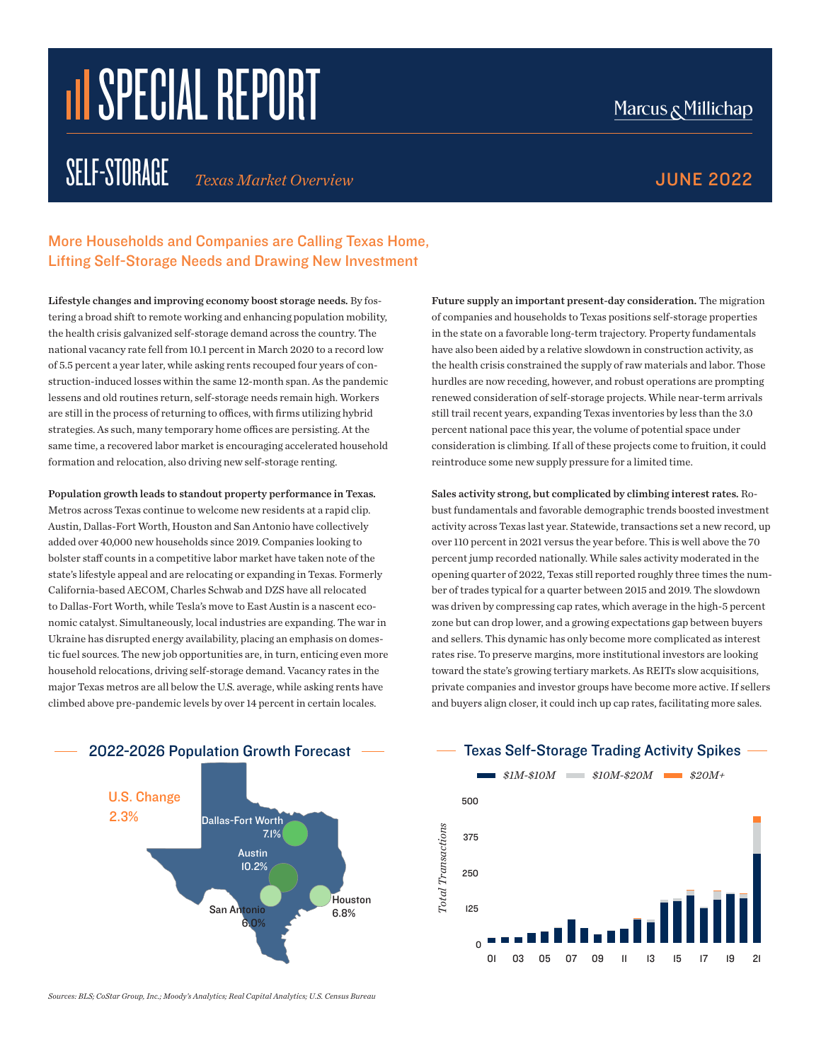# SPECIAL REPORT

Marcus & Millichap

## SELF-STORAGE *Texas Market Overview*

JUNE 2022

## More Households and Companies are Calling Texas Home, Lifting Self-Storage Needs and Drawing New Investment

**Lifestyle changes and improving economy boost storage needs.** By fostering a broad shift to remote working and enhancing population mobility, the health crisis galvanized self-storage demand across the country. The national vacancy rate fell from 10.1 percent in March 2020 to a record low of 5.5 percent a year later, while asking rents recouped four years of construction-induced losses within the same 12-month span. As the pandemic lessens and old routines return, self-storage needs remain high. Workers are still in the process of returning to offices, with firms utilizing hybrid strategies. As such, many temporary home offices are persisting. At the same time, a recovered labor market is encouraging accelerated household formation and relocation, also driving new self-storage renting.

**Population growth leads to standout property performance in Texas.** Metros across Texas continue to welcome new residents at a rapid clip. Austin, Dallas-Fort Worth, Houston and San Antonio have collectively added over 40,000 new households since 2019. Companies looking to bolster staff counts in a competitive labor market have taken note of the state's lifestyle appeal and are relocating or expanding in Texas. Formerly California-based AECOM, Charles Schwab and DZS have all relocated to Dallas-Fort Worth, while Tesla's move to East Austin is a nascent economic catalyst. Simultaneously, local industries are expanding. The war in Ukraine has disrupted energy availability, placing an emphasis on domestic fuel sources. The new job opportunities are, in turn, enticing even more household relocations, driving self-storage demand. Vacancy rates in the major Texas metros are all below the U.S. average, while asking rents have climbed above pre-pandemic levels by over 14 percent in certain locales.

**Future supply an important present-day consideration.** The migration of companies and households to Texas positions self-storage properties in the state on a favorable long-term trajectory. Property fundamentals have also been aided by a relative slowdown in construction activity, as the health crisis constrained the supply of raw materials and labor. Those hurdles are now receding, however, and robust operations are prompting renewed consideration of self-storage projects. While near-term arrivals still trail recent years, expanding Texas inventories by less than the 3.0 percent national pace this year, the volume of potential space under consideration is climbing. If all of these projects come to fruition, it could reintroduce some new supply pressure for a limited time.

**Sales activity strong, but complicated by climbing interest rates.** Robust fundamentals and favorable demographic trends boosted investment activity across Texas last year. Statewide, transactions set a new record, up over 110 percent in 2021 versus the year before. This is well above the 70 percent jump recorded nationally. While sales activity moderated in the opening quarter of 2022, Texas still reported roughly three times the number of trades typical for a quarter between 2015 and 2019. The slowdown was driven by compressing cap rates, which average in the high-5 percent zone but can drop lower, and a growing expectations gap between buyers and sellers. This dynamic has only become more complicated as interest rates rise. To preserve margins, more institutional investors are looking toward the state's growing tertiary markets. As REITs slow acquisitions, private companies and investor groups have become more active. If sellers and buyers align closer, it could inch up cap rates, facilitating more sales.

### 2022-2026 Population Growth Forecast

U.S. Change 2.3%

| Metro | Forecast Growth |
|---|---|
| Dallas-Fort Worth | 7.1% |
| Austin | 10.2% |
| San Antonio | 6.0% |
| Houston | 6.8% |

### Texas Self-Storage Trading Activity Spikes

Legend: $1M-$10M; $10M-$20M; $20M+

Y-axis: Total Transactions (0, 125, 250, 375, 500); X-axis: 01, 03, 05, 07, 09, 11, 13, 15, 17, 19, 21

*Sources: BLS; CoStar Group, Inc.; Moody's Analytics; Real Capital Analytics; U.S. Census Bureau*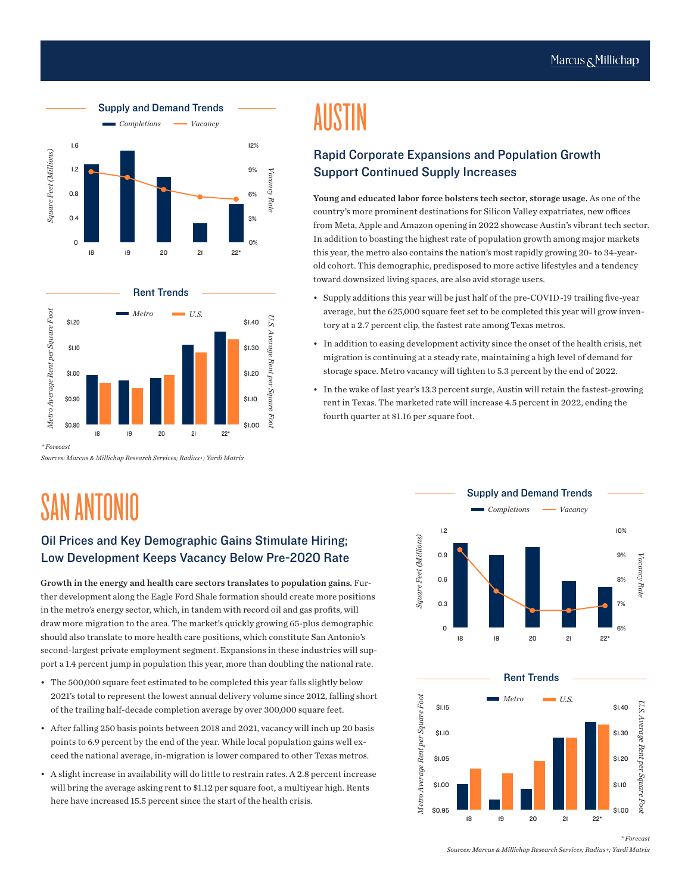# AUSTIN

## Rapid Corporate Expansions and Population Growth Support Continued Supply Increases

**Young and educated labor force bolsters tech sector, storage usage.** As one of the country's more prominent destinations for Silicon Valley expatriates, new offices from Meta, Apple and Amazon opening in 2022 showcase Austin's vibrant tech sector. In addition to boasting the highest rate of population growth among major markets this year, the metro also contains the nation's most rapidly growing 20- to 34-year-old cohort. This demographic, predisposed to more active lifestyles and a tendency toward downsized living spaces, are also avid storage users.

- Supply additions this year will be just half of the pre-COVID-19 trailing five-year average, but the 625,000 square feet set to be completed this year will grow inventory at a 2.7 percent clip, the fastest rate among Texas metros.
- In addition to easing development activity since the onset of the health crisis, net migration is continuing at a steady rate, maintaining a high level of demand for storage space. Metro vacancy will tighten to 5.3 percent by the end of 2022.
- In the wake of last year's 13.3 percent surge, Austin will retain the fastest-growing rent in Texas. The marketed rate will increase 4.5 percent in 2022, ending the fourth quarter at $1.16 per square foot.

Supply and Demand Trends

Rent Trends

\* Forecast

Sources: Marcus & Millichap Research Services; Radius+; Yardi Matrix

# SAN ANTONIO

## Oil Prices and Key Demographic Gains Stimulate Hiring; Low Development Keeps Vacancy Below Pre-2020 Rate

**Growth in the energy and health care sectors translates to population gains.** Further development along the Eagle Ford Shale formation should create more positions in the metro's energy sector, which, in tandem with record oil and gas profits, will draw more migration to the area. The market's quickly growing 65-plus demographic should also translate to more health care positions, which constitute San Antonio's second-largest private employment segment. Expansions in these industries will support a 1.4 percent jump in population this year, more than doubling the national rate.

- The 500,000 square feet estimated to be completed this year falls slightly below 2021's total to represent the lowest annual delivery volume since 2012, falling short of the trailing half-decade completion average by over 300,000 square feet.
- After falling 250 basis points between 2018 and 2021, vacancy will inch up 20 basis points to 6.9 percent by the end of the year. While local population gains well exceed the national average, in-migration is lower compared to other Texas metros.
- A slight increase in availability will do little to restrain rates. A 2.8 percent increase will bring the average asking rent to $1.12 per square foot, a multiyear high. Rents here have increased 15.5 percent since the start of the health crisis.

Supply and Demand Trends

Rent Trends

\* Forecast

Sources: Marcus & Millichap Research Services; Radius+; Yardi Matrix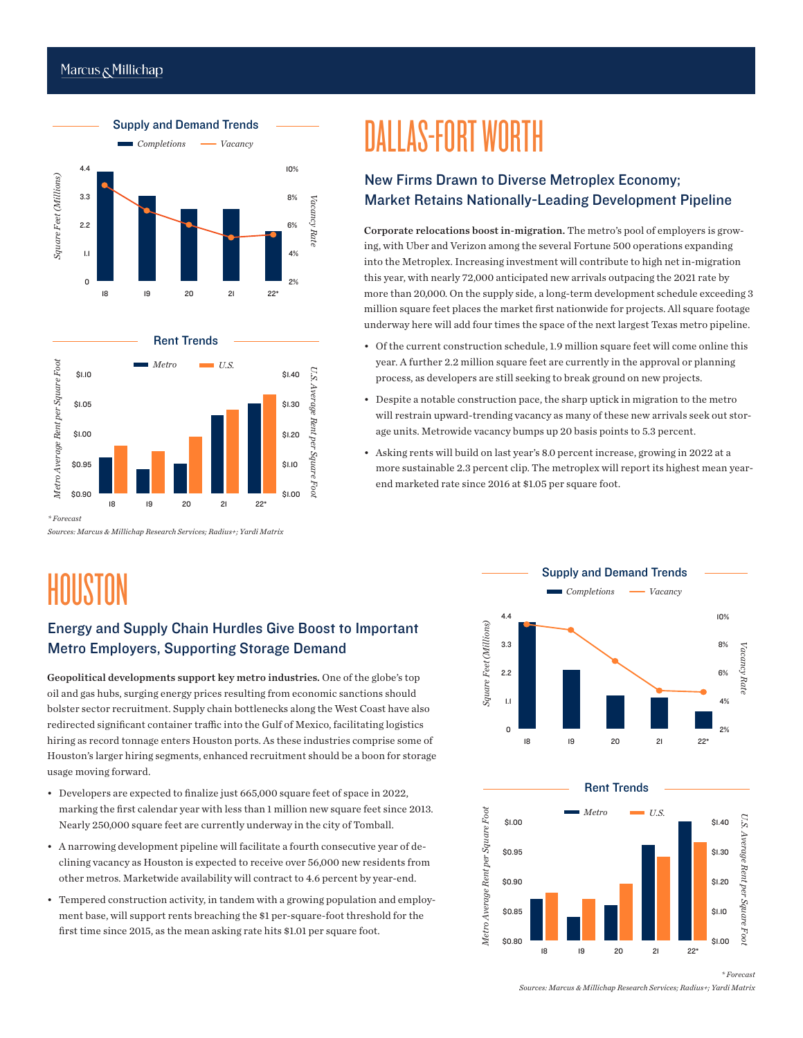# DALLAS-FORT WORTH

## New Firms Drawn to Diverse Metroplex Economy; Market Retains Nationally-Leading Development Pipeline

**Corporate relocations boost in-migration.** The metro's pool of employers is growing, with Uber and Verizon among the several Fortune 500 operations expanding into the Metroplex. Increasing investment will contribute to high net in-migration this year, with nearly 72,000 anticipated new arrivals outpacing the 2021 rate by more than 20,000. On the supply side, a long-term development schedule exceeding 3 million square feet places the market first nationwide for projects. All square footage underway here will add four times the space of the next largest Texas metro pipeline.

- Of the current construction schedule, 1.9 million square feet will come online this year. A further 2.2 million square feet are currently in the approval or planning process, as developers are still seeking to break ground on new projects.
- Despite a notable construction pace, the sharp uptick in migration to the metro will restrain upward-trending vacancy as many of these new arrivals seek out storage units. Metrowide vacancy bumps up 20 basis points to 5.3 percent.
- Asking rents will build on last year's 8.0 percent increase, growing in 2022 at a more sustainable 2.3 percent clip. The metroplex will report its highest mean year-end marketed rate since 2016 at $1.05 per square foot.

**Supply and Demand Trends**

Completions / Vacancy

Square Feet (Millions): 0, 1.1, 2.2, 3.3, 4.4; Vacancy Rate: 2%, 4%, 6%, 8%, 10%

18, 19, 20, 21, 22*

**Rent Trends**

Metro / U.S.

Metro Average Rent per Square Foot: $0.90, $0.95, $1.00, $1.05, $1.10; U.S. Average Rent per Square Foot: $1.00, $1.10, $1.20, $1.30, $1.40

18, 19, 20, 21, 22*

*\* Forecast*

*Sources: Marcus & Millichap Research Services; Radius+; Yardi Matrix*

# HOUSTON

## Energy and Supply Chain Hurdles Give Boost to Important Metro Employers, Supporting Storage Demand

**Geopolitical developments support key metro industries.** One of the globe's top oil and gas hubs, surging energy prices resulting from economic sanctions should bolster sector recruitment. Supply chain bottlenecks along the West Coast have also redirected significant container traffic into the Gulf of Mexico, facilitating logistics hiring as record tonnage enters Houston ports. As these industries comprise some of Houston's larger hiring segments, enhanced recruitment should be a boon for storage usage moving forward.

- Developers are expected to finalize just 665,000 square feet of space in 2022, marking the first calendar year with less than 1 million new square feet since 2013. Nearly 250,000 square feet are currently underway in the city of Tomball.
- A narrowing development pipeline will facilitate a fourth consecutive year of declining vacancy as Houston is expected to receive over 56,000 new residents from other metros. Marketwide availability will contract to 4.6 percent by year-end.
- Tempered construction activity, in tandem with a growing population and employment base, will support rents breaching the $1 per-square-foot threshold for the first time since 2015, as the mean asking rate hits $1.01 per square foot.

**Supply and Demand Trends**

Completions / Vacancy

Square Feet (Millions): 0, 1.1, 2.2, 3.3, 4.4; Vacancy Rate: 2%, 4%, 6%, 8%, 10%

18, 19, 20, 21, 22*

**Rent Trends**

Metro / U.S.

Metro Average Rent per Square Foot: $0.80, $0.85, $0.90, $0.95, $1.00; U.S. Average Rent per Square Foot: $1.00, $1.10, $1.20, $1.30, $1.40

18, 19, 20, 21, 22*

*\* Forecast*

*Sources: Marcus & Millichap Research Services; Radius+; Yardi Matrix*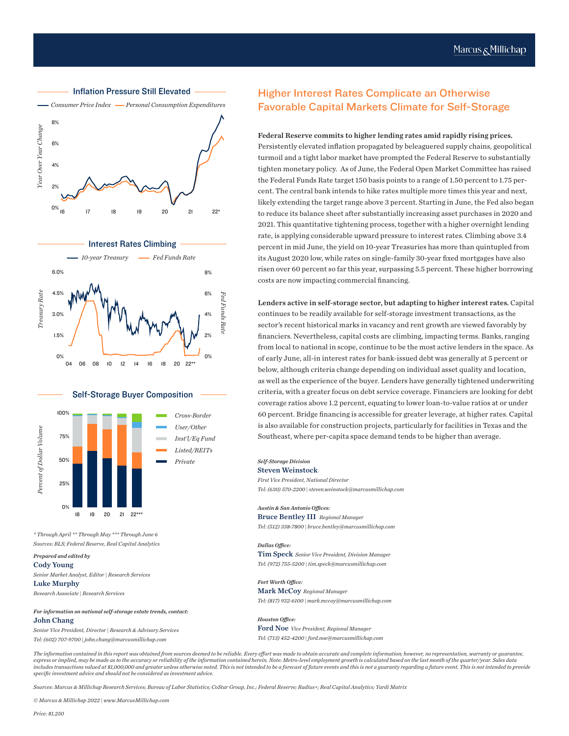Marcus & Millichap

## Inflation Pressure Still Elevated

Consumer Price Index — Personal Consumption Expenditures

Year Over Year Change

8%
6%
4%
2%
0%
16 17 18 19 20 21 22*

## Interest Rates Climbing

10-year Treasury — Fed Funds Rate

Treasury Rate

6.0%
4.5%
3.0%
1.5%
0%

Fed Funds Rate

8%
6%
4%
2%
0%

04 06 08 10 12 14 16 18 20 22**

## Self-Storage Buyer Composition

Percent of Dollar Volume

100%
75%
50%
25%
0%

18 19 20 21 22***

Cross-Border
User/Other
Inst'l/Eq Fund
Listed/REITs
Private

*\* Through April \*\* Through May \*\*\* Through June 6*

*Sources: BLS; Federal Reserve, Real Capital Analytics*

*Prepared and edited by*

**Cody Young**
*Senior Market Analyst, Editor | Research Services*

**Luke Murphy**
*Research Associate | Research Services*

***For information on national self-storage estate trends, contact:***

**John Chang**
*Senior Vice President, Director | Research & Advisory Services*
*Tel: (602) 707-9700 | john.chang@marcusmillichap.com*

# Higher Interest Rates Complicate an Otherwise Favorable Capital Markets Climate for Self-Storage

**Federal Reserve commits to higher lending rates amid rapidly rising prices.** Persistently elevated inflation propagated by beleaguered supply chains, geopolitical turmoil and a tight labor market have prompted the Federal Reserve to substantially tighten monetary policy. As of June, the Federal Open Market Committee has raised the Federal Funds Rate target 150 basis points to a range of 1.50 percent to 1.75 percent. The central bank intends to hike rates multiple more times this year and next, likely extending the target range above 3 percent. Starting in June, the Fed also began to reduce its balance sheet after substantially increasing asset purchases in 2020 and 2021. This quantitative tightening process, together with a higher overnight lending rate, is applying considerable upward pressure to interest rates. Climbing above 3.4 percent in mid June, the yield on 10-year Treasuries has more than quintupled from its August 2020 low, while rates on single-family 30-year fixed mortgages have also risen over 60 percent so far this year, surpassing 5.5 percent. These higher borrowing costs are now impacting commercial financing.

**Lenders active in self-storage sector, but adapting to higher interest rates.** Capital continues to be readily available for self-storage investment transactions, as the sector's recent historical marks in vacancy and rent growth are viewed favorably by financiers. Nevertheless, capital costs are climbing, impacting terms. Banks, ranging from local to national in scope, continue to be the most active lenders in the space. As of early June, all-in interest rates for bank-issued debt was generally at 5 percent or below, although criteria change depending on individual asset quality and location, as well as the experience of the buyer. Lenders have generally tightened underwriting criteria, with a greater focus on debt service coverage. Financiers are looking for debt coverage ratios above 1.2 percent, equating to lower loan-to-value ratios at or under 60 percent. Bridge financing is accessible for greater leverage, at higher rates. Capital is also available for construction projects, particularly for facilities in Texas and the Southeast, where per-capita space demand tends to be higher than average.

***Self-Storage Division***
**Steven Weinstock**
*First Vice President, National Director*
*Tel: (630) 570-2200 | steven.weinstock@marcusmillichap.com*

***Austin & San Antonio Offices:***
**Bruce Bentley III** *Regional Manager*
*Tel: (512) 338-7800 | bruce.bentley@marcusmillichap.com*

***Dallas Office:***
**Tim Speck** *Senior Vice President, Division Manager*
*Tel: (972) 755-5200 | tim.speck@marcusmillichap.com*

***Fort Worth Office:***
**Mark McCoy** *Regional Manager*
*Tel: (817) 932-6100 | mark.mccoy@marcusmillichap.com*

***Houston Office:***
**Ford Noe** *Vice President, Regional Manager*
*Tel: (713) 452-4200 | ford.noe@marcusmillichap.com*

*The information contained in this report was obtained from sources deemed to be reliable. Every effort was made to obtain accurate and complete information; however, no representation, warranty or guarantee, express or implied, may be made as to the accuracy or reliability of the information contained herein. Note: Metro-level employment growth is calculated based on the last month of the quarter/year. Sales data includes transactions valued at $1,000,000 and greater unless otherwise noted. This is not intended to be a forecast of future events and this is not a guaranty regarding a future event. This is not intended to provide specific investment advice and should not be considered as investment advice.*

*Sources: Marcus & Millichap Research Services; Bureau of Labor Statistics; CoStar Group, Inc.; Federal Reserve; Radius+; Real Capital Analytics; Yardi Matrix*

*© Marcus & Millichap 2022 | www.MarcusMillichap.com*

*Price: $1,250*